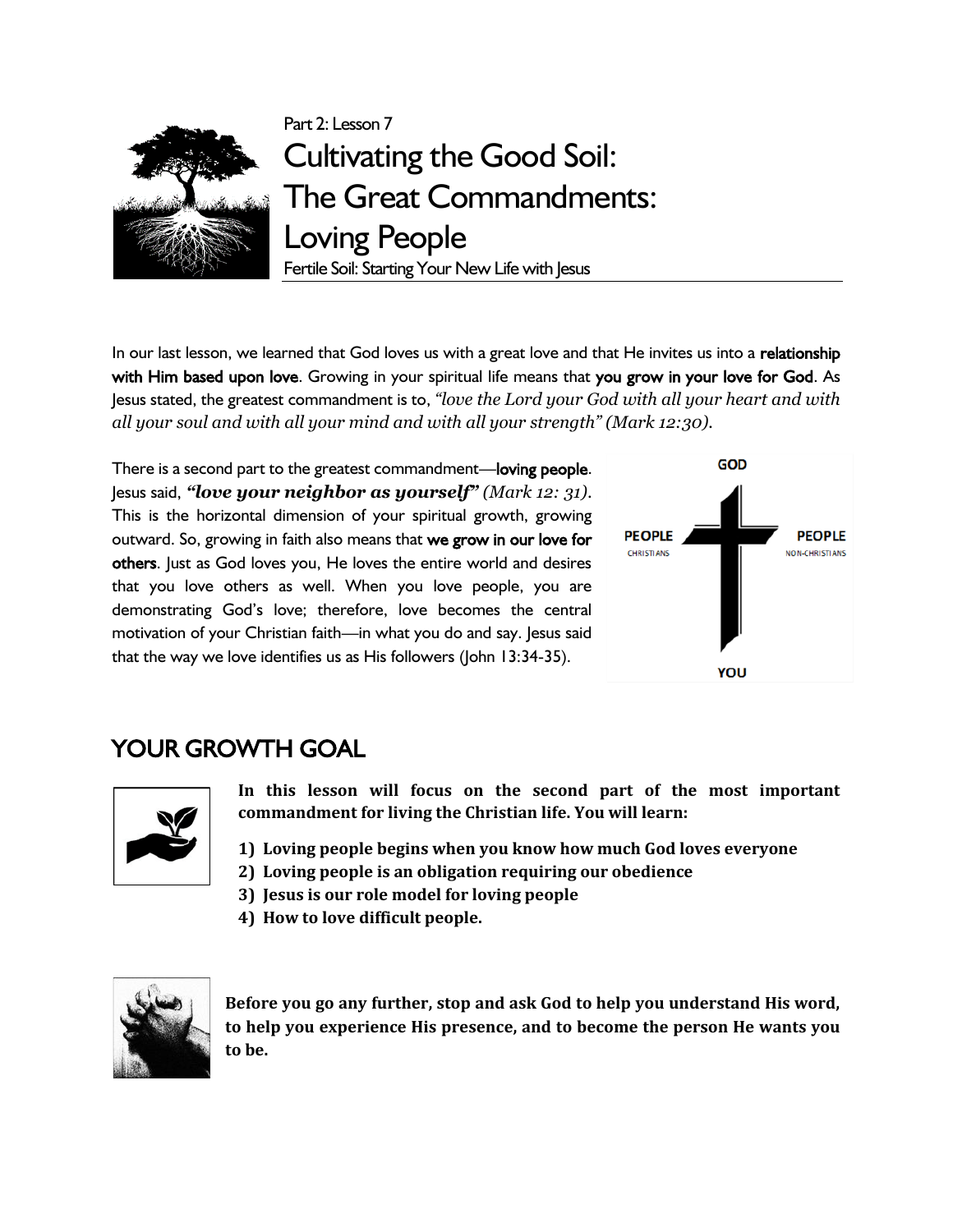Part 2: Lesson 7

# Cultivating the Good Soil: The Great Commandments: Loving People

Fertile Soil: Starting Your New Life with Jesus

In our last lesson, we learned that God loves us with a great love and that He invites us into a **relationship with Him based upon love**. Growing in your spiritual life means that **you grow in your love for God**. As Jesus stated, the greatest commandment is to, *"love the Lord your God with all your heart and with all your soul and with all your mind and with all your strength" (Mark 12:30).*

There is a second part to the greatest commandment—**loving people**. Jesus said, ***"love your neighbor as yourself"*** *(Mark 12: 31)*. This is the horizontal dimension of your spiritual growth, growing outward. So, growing in faith also means that **we grow in our love for others**. Just as God loves you, He loves the entire world and desires that you love others as well. When you love people, you are demonstrating God's love; therefore, love becomes the central motivation of your Christian faith—in what you do and say. Jesus said that the way we love identifies us as His followers (John 13:34-35).

GOD

PEOPLE CHRISTIANS

PEOPLE NON-CHRISTIANS

YOU

## YOUR GROWTH GOAL

**In this lesson will focus on the second part of the most important commandment for living the Christian life. You will learn:**

1) **Loving people begins when you know how much God loves everyone**
2) **Loving people is an obligation requiring our obedience**
3) **Jesus is our role model for loving people**
4) **How to love difficult people.**

**Before you go any further, stop and ask God to help you understand His word, to help you experience His presence, and to become the person He wants you to be.**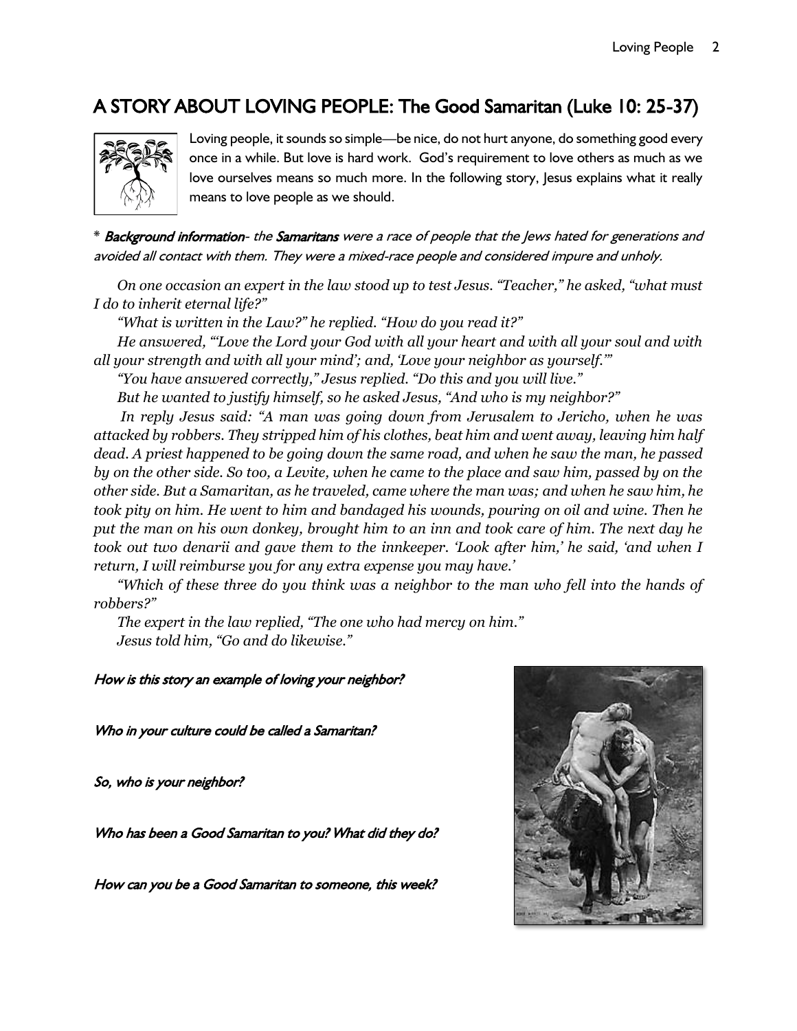## A STORY ABOUT LOVING PEOPLE: The Good Samaritan (Luke 10: 25-37)

Loving people, it sounds so simple—be nice, do not hurt anyone, do something good every once in a while. But love is hard work. God's requirement to love others as much as we love ourselves means so much more. In the following story, Jesus explains what it really means to love people as we should.

\* ***Background information**- the **Samaritans** were a race of people that the Jews hated for generations and avoided all contact with them. They were a mixed-race people and considered impure and unholy.*

*On one occasion an expert in the law stood up to test Jesus. "Teacher," he asked, "what must I do to inherit eternal life?"*

*"What is written in the Law?" he replied. "How do you read it?"*

*He answered, "'Love the Lord your God with all your heart and with all your soul and with all your strength and with all your mind'; and, 'Love your neighbor as yourself.'"*

*"You have answered correctly," Jesus replied. "Do this and you will live."*

*But he wanted to justify himself, so he asked Jesus, "And who is my neighbor?"*

*In reply Jesus said: "A man was going down from Jerusalem to Jericho, when he was attacked by robbers. They stripped him of his clothes, beat him and went away, leaving him half dead. A priest happened to be going down the same road, and when he saw the man, he passed by on the other side. So too, a Levite, when he came to the place and saw him, passed by on the other side. But a Samaritan, as he traveled, came where the man was; and when he saw him, he took pity on him. He went to him and bandaged his wounds, pouring on oil and wine. Then he put the man on his own donkey, brought him to an inn and took care of him. The next day he took out two denarii and gave them to the innkeeper. 'Look after him,' he said, 'and when I return, I will reimburse you for any extra expense you may have.'*

*"Which of these three do you think was a neighbor to the man who fell into the hands of robbers?"*

*The expert in the law replied, "The one who had mercy on him."*

*Jesus told him, "Go and do likewise."*

*How is this story an example of loving your neighbor?*

*Who in your culture could be called a Samaritan?*

*So, who is your neighbor?*

*Who has been a Good Samaritan to you? What did they do?*

*How can you be a Good Samaritan to someone, this week?*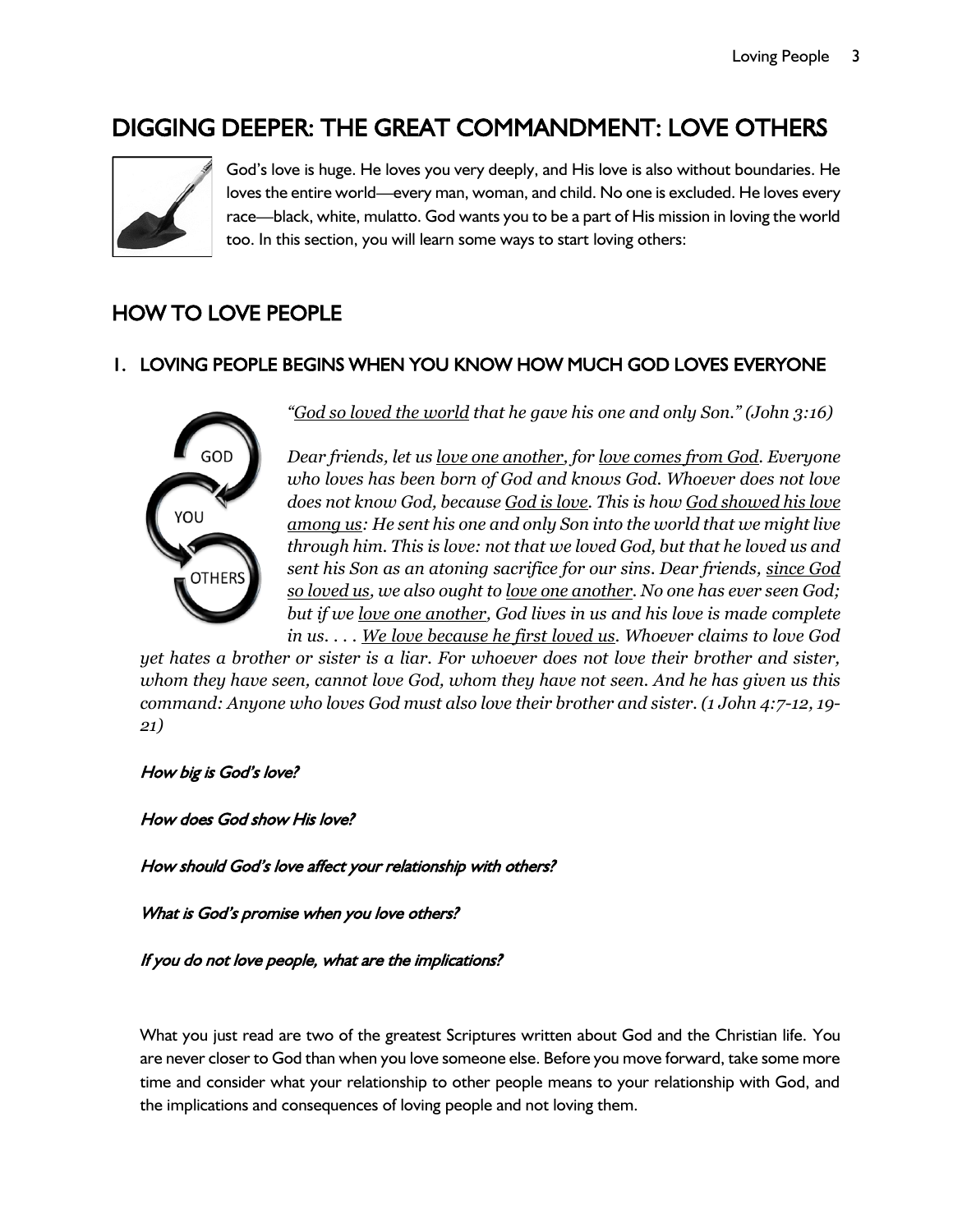## DIGGING DEEPER: THE GREAT COMMANDMENT: LOVE OTHERS

God's love is huge. He loves you very deeply, and His love is also without boundaries. He loves the entire world—every man, woman, and child. No one is excluded. He loves every race—black, white, mulatto. God wants you to be a part of His mission in loving the world too. In this section, you will learn some ways to start loving others:

## HOW TO LOVE PEOPLE

### 1. LOVING PEOPLE BEGINS WHEN YOU KNOW HOW MUCH GOD LOVES EVERYONE

GOD
YOU
OTHERS

*"God so loved the world that he gave his one and only Son." (John 3:16)*

*Dear friends, let us love one another, for love comes from God. Everyone who loves has been born of God and knows God. Whoever does not love does not know God, because God is love. This is how God showed his love among us: He sent his one and only Son into the world that we might live through him. This is love: not that we loved God, but that he loved us and sent his Son as an atoning sacrifice for our sins. Dear friends, since God so loved us, we also ought to love one another. No one has ever seen God; but if we love one another, God lives in us and his love is made complete in us. . . . We love because he first loved us. Whoever claims to love God yet hates a brother or sister is a liar. For whoever does not love their brother and sister, whom they have seen, cannot love God, whom they have not seen. And he has given us this command: Anyone who loves God must also love their brother and sister. (1 John 4:7-12, 19-21)*

*How big is God's love?*

*How does God show His love?*

*How should God's love affect your relationship with others?*

*What is God's promise when you love others?*

*If you do not love people, what are the implications?*

What you just read are two of the greatest Scriptures written about God and the Christian life. You are never closer to God than when you love someone else. Before you move forward, take some more time and consider what your relationship to other people means to your relationship with God, and the implications and consequences of loving people and not loving them.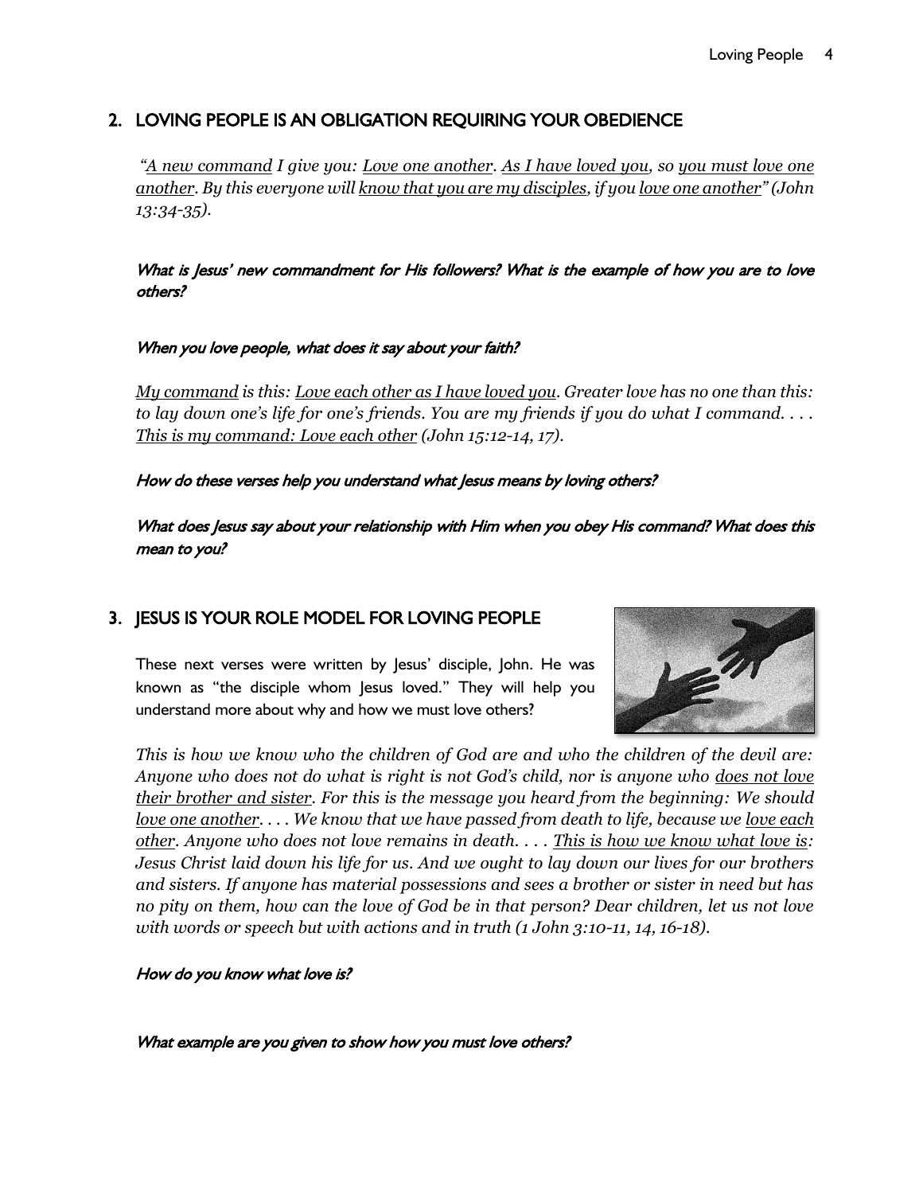## 2. LOVING PEOPLE IS AN OBLIGATION REQUIRING YOUR OBEDIENCE

*"<u>A new command</u> I give you: <u>Love one another</u>. <u>As I have loved you</u>, so <u>you must love one another</u>. By this everyone will <u>know that you are my disciples</u>, if you <u>love one another</u>" (John 13:34-35).*

***What is Jesus' new commandment for His followers? What is the example of how you are to love others?***

***When you love people, what does it say about your faith?***

*<u>My command</u> is this: <u>Love each other as I have loved you</u>. Greater love has no one than this: to lay down one's life for one's friends. You are my friends if you do what I command. . . . <u>This is my command: Love each other</u> (John 15:12-14, 17).*

***How do these verses help you understand what Jesus means by loving others?***

***What does Jesus say about your relationship with Him when you obey His command? What does this mean to you?***

## 3. JESUS IS YOUR ROLE MODEL FOR LOVING PEOPLE

These next verses were written by Jesus' disciple, John. He was known as "the disciple whom Jesus loved." They will help you understand more about why and how we must love others?

*This is how we know who the children of God are and who the children of the devil are: Anyone who does not do what is right is not God's child, nor is anyone who <u>does not love their brother and sister</u>. For this is the message you heard from the beginning: We should <u>love one another</u>. . . . We know that we have passed from death to life, because we <u>love each other</u>. Anyone who does not love remains in death. . . . <u>This is how we know what love is</u>: Jesus Christ laid down his life for us. And we ought to lay down our lives for our brothers and sisters. If anyone has material possessions and sees a brother or sister in need but has no pity on them, how can the love of God be in that person? Dear children, let us not love with words or speech but with actions and in truth (1 John 3:10-11, 14, 16-18).*

***How do you know what love is?***

***What example are you given to show how you must love others?***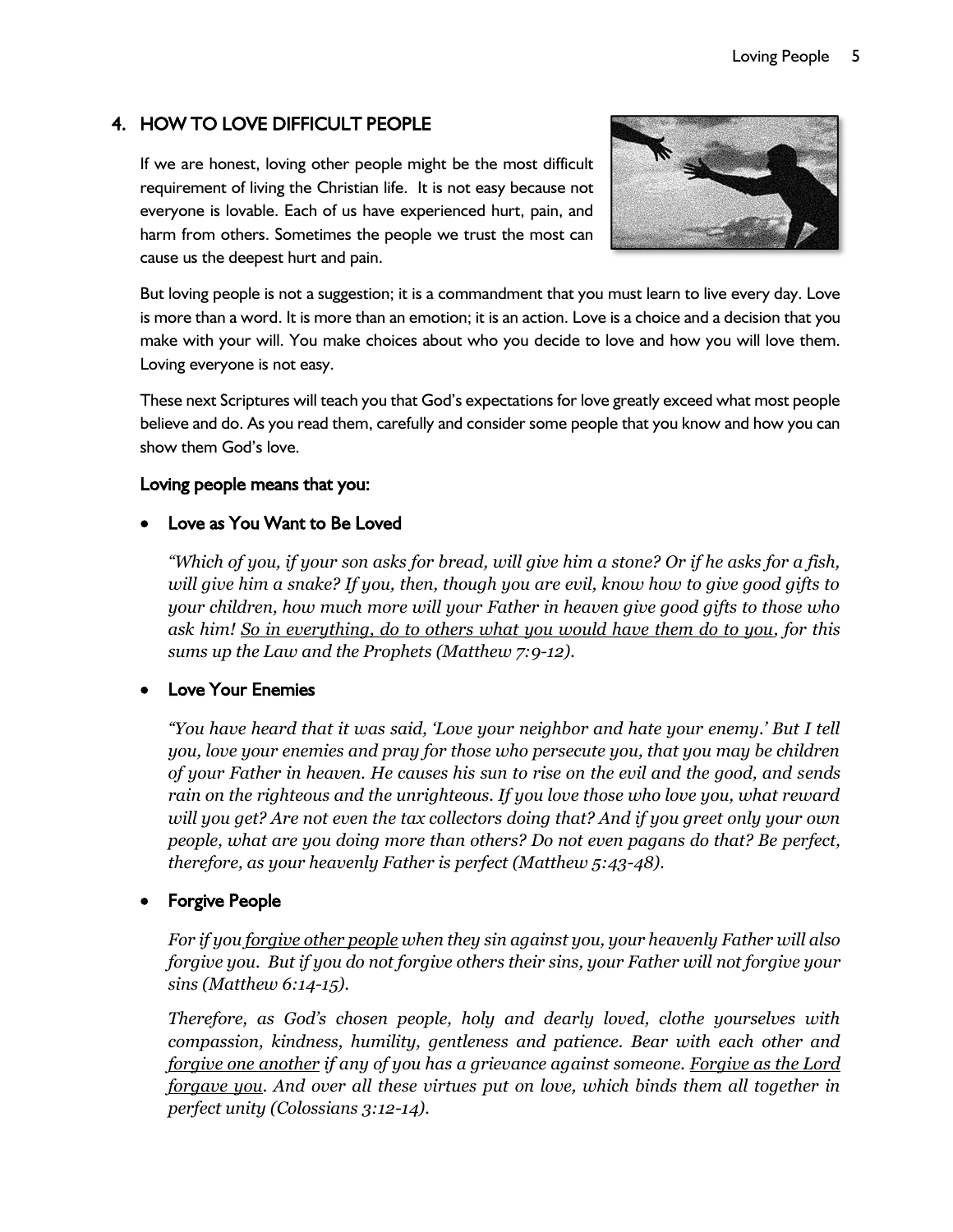## 4. HOW TO LOVE DIFFICULT PEOPLE

If we are honest, loving other people might be the most difficult requirement of living the Christian life. It is not easy because not everyone is lovable. Each of us have experienced hurt, pain, and harm from others. Sometimes the people we trust the most can cause us the deepest hurt and pain.

But loving people is not a suggestion; it is a commandment that you must learn to live every day. Love is more than a word. It is more than an emotion; it is an action. Love is a choice and a decision that you make with your will. You make choices about who you decide to love and how you will love them. Loving everyone is not easy.

These next Scriptures will teach you that God's expectations for love greatly exceed what most people believe and do. As you read them, carefully and consider some people that you know and how you can show them God's love.

**Loving people means that you:**

- **Love as You Want to Be Loved**

  *"Which of you, if your son asks for bread, will give him a stone? Or if he asks for a fish, will give him a snake? If you, then, though you are evil, know how to give good gifts to your children, how much more will your Father in heaven give good gifts to those who ask him! <u>So in everything, do to others what you would have them do to you</u>, for this sums up the Law and the Prophets (Matthew 7:9-12).*

- **Love Your Enemies**

  *"You have heard that it was said, 'Love your neighbor and hate your enemy.' But I tell you, love your enemies and pray for those who persecute you, that you may be children of your Father in heaven. He causes his sun to rise on the evil and the good, and sends rain on the righteous and the unrighteous. If you love those who love you, what reward will you get? Are not even the tax collectors doing that? And if you greet only your own people, what are you doing more than others? Do not even pagans do that? Be perfect, therefore, as your heavenly Father is perfect (Matthew 5:43-48).*

- **Forgive People**

  *For if you <u>forgive other people</u> when they sin against you, your heavenly Father will also forgive you. But if you do not forgive others their sins, your Father will not forgive your sins (Matthew 6:14-15).*

  *Therefore, as God's chosen people, holy and dearly loved, clothe yourselves with compassion, kindness, humility, gentleness and patience. Bear with each other and <u>forgive one another</u> if any of you has a grievance against someone. <u>Forgive as the Lord forgave you</u>. And over all these virtues put on love, which binds them all together in perfect unity (Colossians 3:12-14).*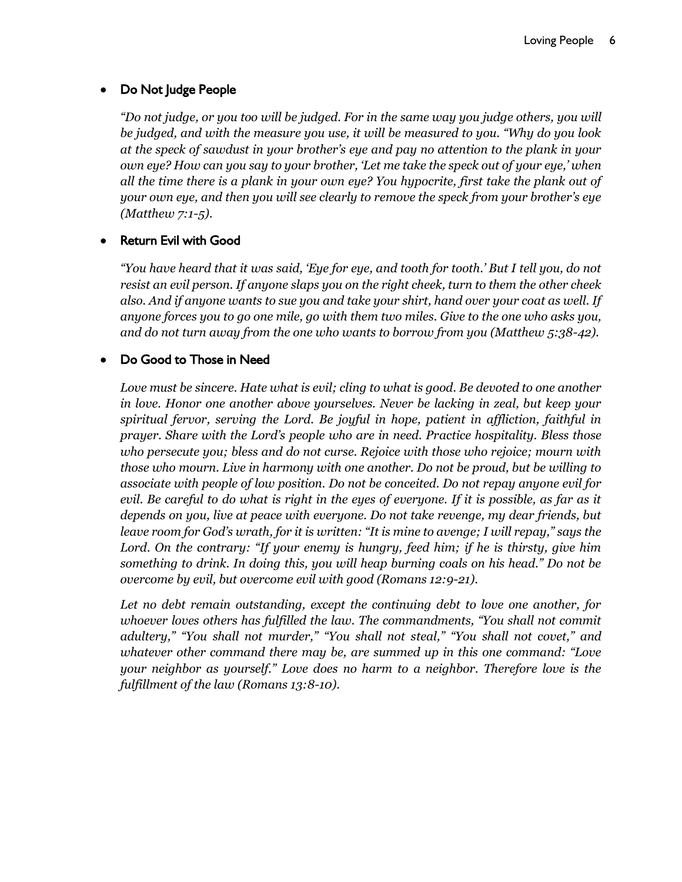- **Do Not Judge People**

  *"Do not judge, or you too will be judged. For in the same way you judge others, you will be judged, and with the measure you use, it will be measured to you. "Why do you look at the speck of sawdust in your brother's eye and pay no attention to the plank in your own eye? How can you say to your brother, 'Let me take the speck out of your eye,' when all the time there is a plank in your own eye? You hypocrite, first take the plank out of your own eye, and then you will see clearly to remove the speck from your brother's eye (Matthew 7:1-5).*

- **Return Evil with Good**

  *"You have heard that it was said, 'Eye for eye, and tooth for tooth.' But I tell you, do not resist an evil person. If anyone slaps you on the right cheek, turn to them the other cheek also. And if anyone wants to sue you and take your shirt, hand over your coat as well. If anyone forces you to go one mile, go with them two miles. Give to the one who asks you, and do not turn away from the one who wants to borrow from you (Matthew 5:38-42).*

- **Do Good to Those in Need**

  *Love must be sincere. Hate what is evil; cling to what is good. Be devoted to one another in love. Honor one another above yourselves. Never be lacking in zeal, but keep your spiritual fervor, serving the Lord. Be joyful in hope, patient in affliction, faithful in prayer. Share with the Lord's people who are in need. Practice hospitality. Bless those who persecute you; bless and do not curse. Rejoice with those who rejoice; mourn with those who mourn. Live in harmony with one another. Do not be proud, but be willing to associate with people of low position. Do not be conceited. Do not repay anyone evil for evil. Be careful to do what is right in the eyes of everyone. If it is possible, as far as it depends on you, live at peace with everyone. Do not take revenge, my dear friends, but leave room for God's wrath, for it is written: "It is mine to avenge; I will repay," says the Lord. On the contrary: "If your enemy is hungry, feed him; if he is thirsty, give him something to drink. In doing this, you will heap burning coals on his head." Do not be overcome by evil, but overcome evil with good (Romans 12:9-21).*

  *Let no debt remain outstanding, except the continuing debt to love one another, for whoever loves others has fulfilled the law. The commandments, "You shall not commit adultery," "You shall not murder," "You shall not steal," "You shall not covet," and whatever other command there may be, are summed up in this one command: "Love your neighbor as yourself." Love does no harm to a neighbor. Therefore love is the fulfillment of the law (Romans 13:8-10).*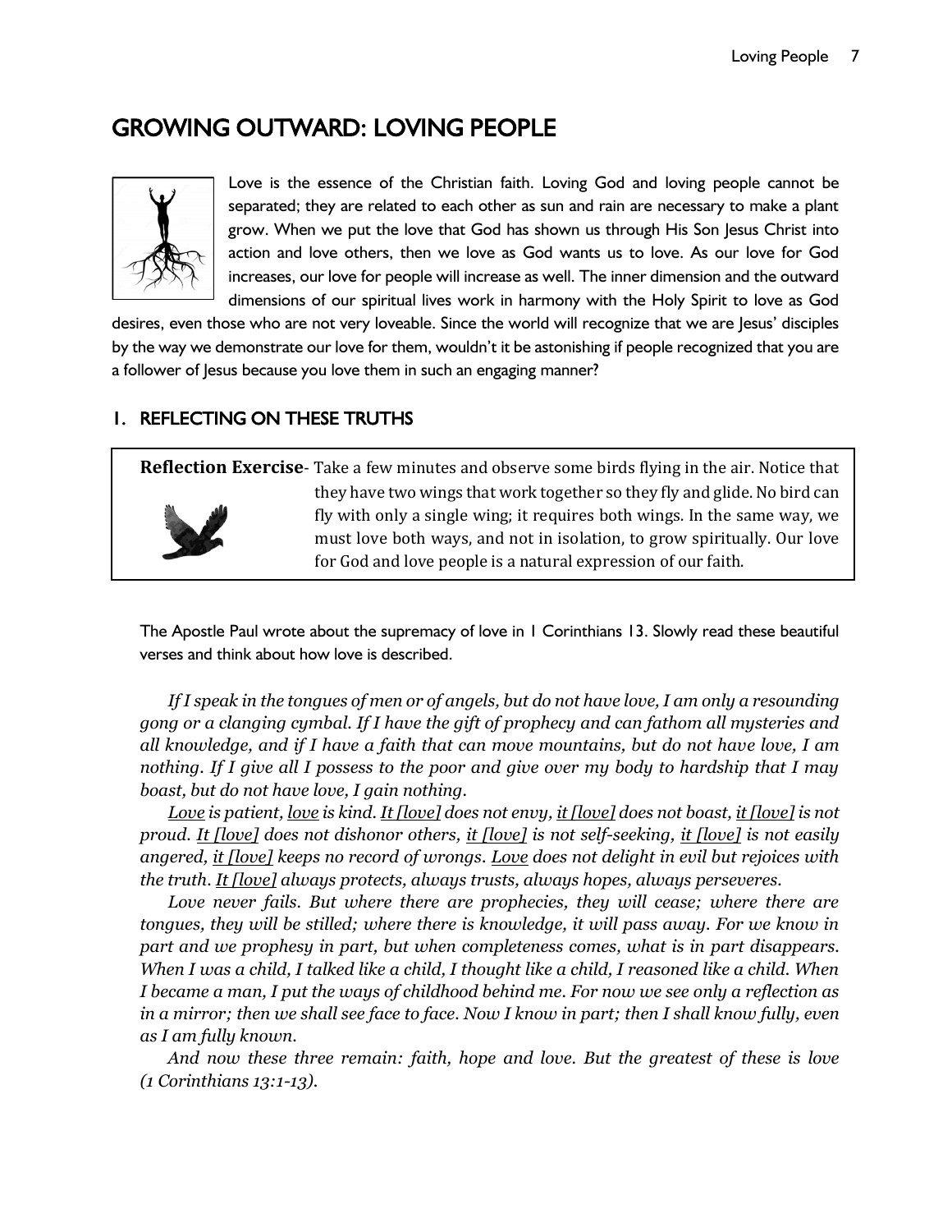# GROWING OUTWARD: LOVING PEOPLE

Love is the essence of the Christian faith. Loving God and loving people cannot be separated; they are related to each other as sun and rain are necessary to make a plant grow. When we put the love that God has shown us through His Son Jesus Christ into action and love others, then we love as God wants us to love. As our love for God increases, our love for people will increase as well. The inner dimension and the outward dimensions of our spiritual lives work in harmony with the Holy Spirit to love as God desires, even those who are not very loveable. Since the world will recognize that we are Jesus' disciples by the way we demonstrate our love for them, wouldn't it be astonishing if people recognized that you are a follower of Jesus because you love them in such an engaging manner?

## 1. REFLECTING ON THESE TRUTHS

**Reflection Exercise**- Take a few minutes and observe some birds flying in the air. Notice that they have two wings that work together so they fly and glide. No bird can fly with only a single wing; it requires both wings. In the same way, we must love both ways, and not in isolation, to grow spiritually. Our love for God and love people is a natural expression of our faith.

The Apostle Paul wrote about the supremacy of love in 1 Corinthians 13. Slowly read these beautiful verses and think about how love is described.

*If I speak in the tongues of men or of angels, but do not have love, I am only a resounding gong or a clanging cymbal. If I have the gift of prophecy and can fathom all mysteries and all knowledge, and if I have a faith that can move mountains, but do not have love, I am nothing. If I give all I possess to the poor and give over my body to hardship that I may boast, but do not have love, I gain nothing.*

*Love is patient, love is kind. It [love] does not envy, it [love] does not boast, it [love] is not proud. It [love] does not dishonor others, it [love] is not self-seeking, it [love] is not easily angered, it [love] keeps no record of wrongs. Love does not delight in evil but rejoices with the truth. It [love] always protects, always trusts, always hopes, always perseveres.*

*Love never fails. But where there are prophecies, they will cease; where there are tongues, they will be stilled; where there is knowledge, it will pass away. For we know in part and we prophesy in part, but when completeness comes, what is in part disappears. When I was a child, I talked like a child, I thought like a child, I reasoned like a child. When I became a man, I put the ways of childhood behind me. For now we see only a reflection as in a mirror; then we shall see face to face. Now I know in part; then I shall know fully, even as I am fully known.*

*And now these three remain: faith, hope and love. But the greatest of these is love (1 Corinthians 13:1-13).*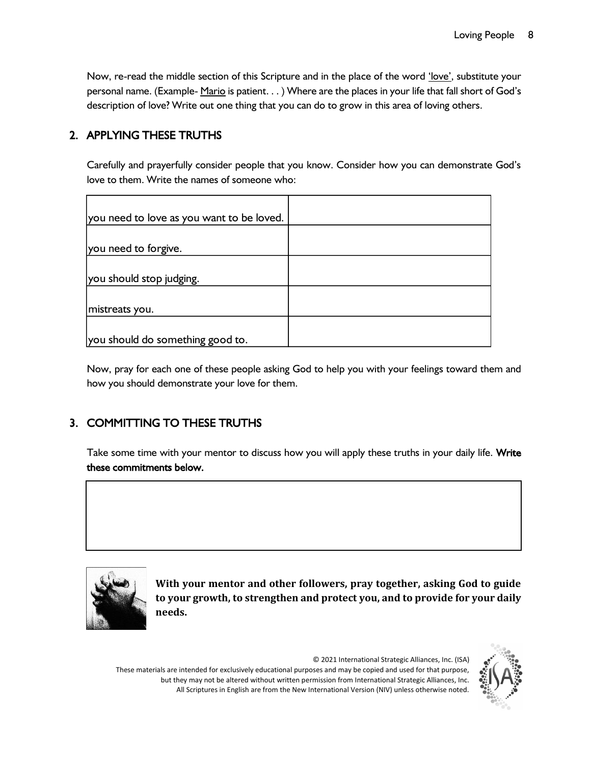Now, re-read the middle section of this Scripture and in the place of the word 'love', substitute your personal name. (Example- Mario is patient. . . ) Where are the places in your life that fall short of God's description of love? Write out one thing that you can do to grow in this area of loving others.

## 2. APPLYING THESE TRUTHS

Carefully and prayerfully consider people that you know. Consider how you can demonstrate God's love to them. Write the names of someone who:

| | |
|---|---|
| you need to love as you want to be loved. | |
| you need to forgive. | |
| you should stop judging. | |
| mistreats you. | |
| you should do something good to. | |

Now, pray for each one of these people asking God to help you with your feelings toward them and how you should demonstrate your love for them.

## 3. COMMITTING TO THESE TRUTHS

Take some time with your mentor to discuss how you will apply these truths in your daily life. **Write these commitments below.**

**With your mentor and other followers, pray together, asking God to guide to your growth, to strengthen and protect you, and to provide for your daily needs.**

© 2021 International Strategic Alliances, Inc. (ISA)
These materials are intended for exclusively educational purposes and may be copied and used for that purpose, but they may not be altered without written permission from International Strategic Alliances, Inc.
All Scriptures in English are from the New International Version (NIV) unless otherwise noted.